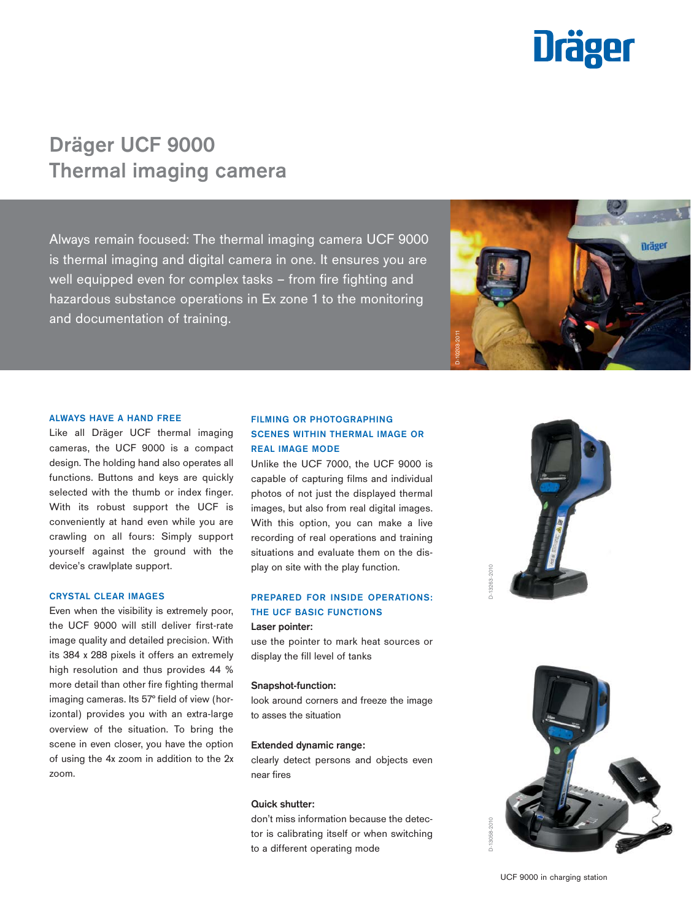# Dräger UCF 9000
# Thermal imaging camera

Always remain focused: The thermal imaging camera UCF 9000 is thermal imaging and digital camera in one. It ensures you are well equipped even for complex tasks – from fire fighting and hazardous substance operations in Ex zone 1 to the monitoring and documentation of training.

### ALWAYS HAVE A HAND FREE

Like all Dräger UCF thermal imaging cameras, the UCF 9000 is a compact design. The holding hand also operates all functions. Buttons and keys are quickly selected with the thumb or index finger. With its robust support the UCF is conveniently at hand even while you are crawling on all fours: Simply support yourself against the ground with the device's crawlplate support.

### CRYSTAL CLEAR IMAGES

Even when the visibility is extremely poor, the UCF 9000 will still deliver first-rate image quality and detailed precision. With its 384 x 288 pixels it offers an extremely high resolution and thus provides 44 % more detail than other fire fighting thermal imaging cameras. Its 57° field of view (horizontal) provides you with an extra-large overview of the situation. To bring the scene in even closer, you have the option of using the 4x zoom in addition to the 2x zoom.

### FILMING OR PHOTOGRAPHING SCENES WITHIN THERMAL IMAGE OR REAL IMAGE MODE

Unlike the UCF 7000, the UCF 9000 is capable of capturing films and individual photos of not just the displayed thermal images, but also from real digital images. With this option, you can make a live recording of real operations and training situations and evaluate them on the display on site with the play function.

### PREPARED FOR INSIDE OPERATIONS: THE UCF BASIC FUNCTIONS

**Laser pointer:**
use the pointer to mark heat sources or display the fill level of tanks

**Snapshot-function:**
look around corners and freeze the image to asses the situation

**Extended dynamic range:**
clearly detect persons and objects even near fires

**Quick shutter:**
don't miss information because the detector is calibrating itself or when switching to a different operating mode

UCF 9000 in charging station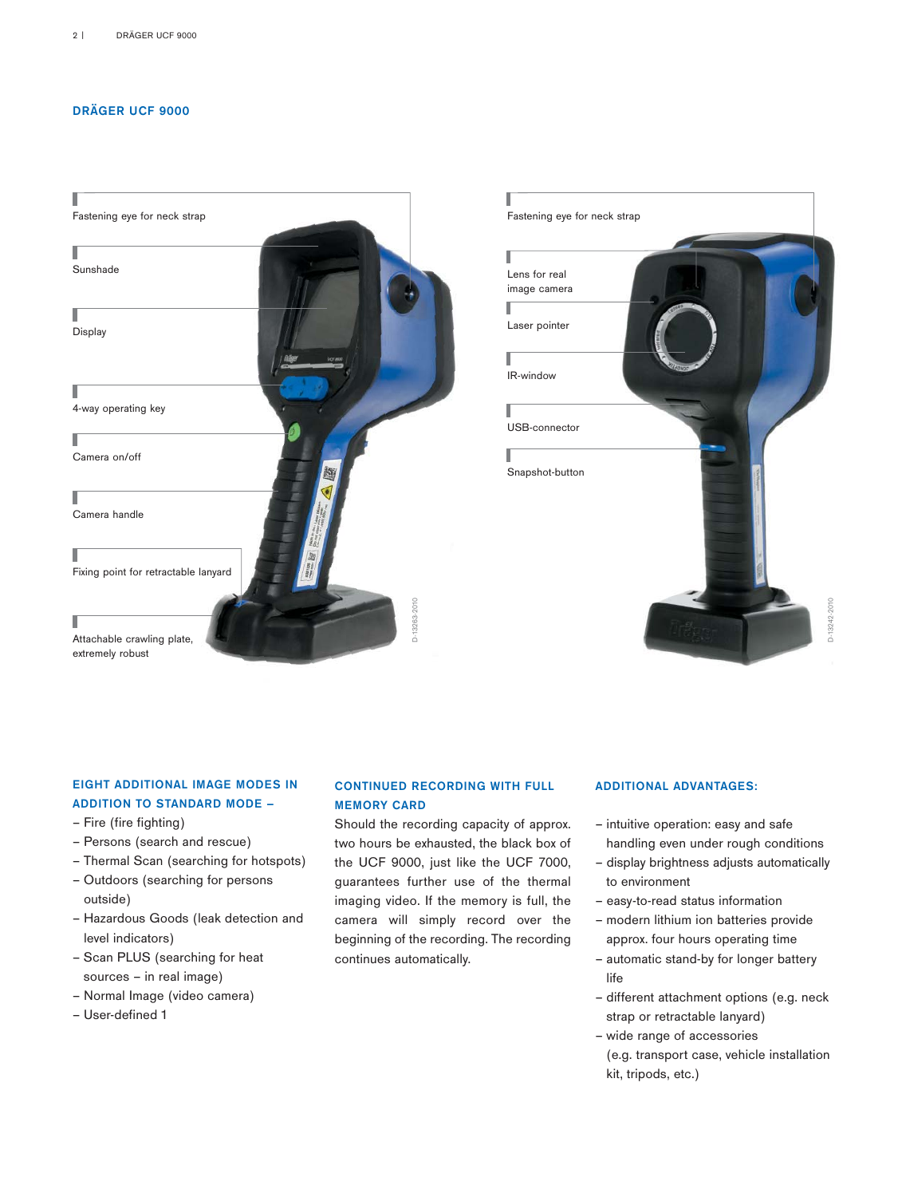## DRÄGER UCF 9000

Fastening eye for neck strap

Sunshade

Display

4-way operating key

Camera on/off

Camera handle

Fixing point for retractable lanyard

Attachable crawling plate, extremely robust

D-13263-2010

Fastening eye for neck strap

Lens for real image camera

Laser pointer

IR-window

USB-connector

Snapshot-button

D-13242-2010

### EIGHT ADDITIONAL IMAGE MODES IN ADDITION TO STANDARD MODE –

- Fire (fire fighting)
- Persons (search and rescue)
- Thermal Scan (searching for hotspots)
- Outdoors (searching for persons outside)
- Hazardous Goods (leak detection and level indicators)
- Scan PLUS (searching for heat sources – in real image)
- Normal Image (video camera)
- User-defined 1

### CONTINUED RECORDING WITH FULL MEMORY CARD

Should the recording capacity of approx. two hours be exhausted, the black box of the UCF 9000, just like the UCF 7000, guarantees further use of the thermal imaging video. If the memory is full, the camera will simply record over the beginning of the recording. The recording continues automatically.

### ADDITIONAL ADVANTAGES:

- intuitive operation: easy and safe handling even under rough conditions
- display brightness adjusts automatically to environment
- easy-to-read status information
- modern lithium ion batteries provide approx. four hours operating time
- automatic stand-by for longer battery life
- different attachment options (e.g. neck strap or retractable lanyard)
- wide range of accessories (e.g. transport case, vehicle installation kit, tripods, etc.)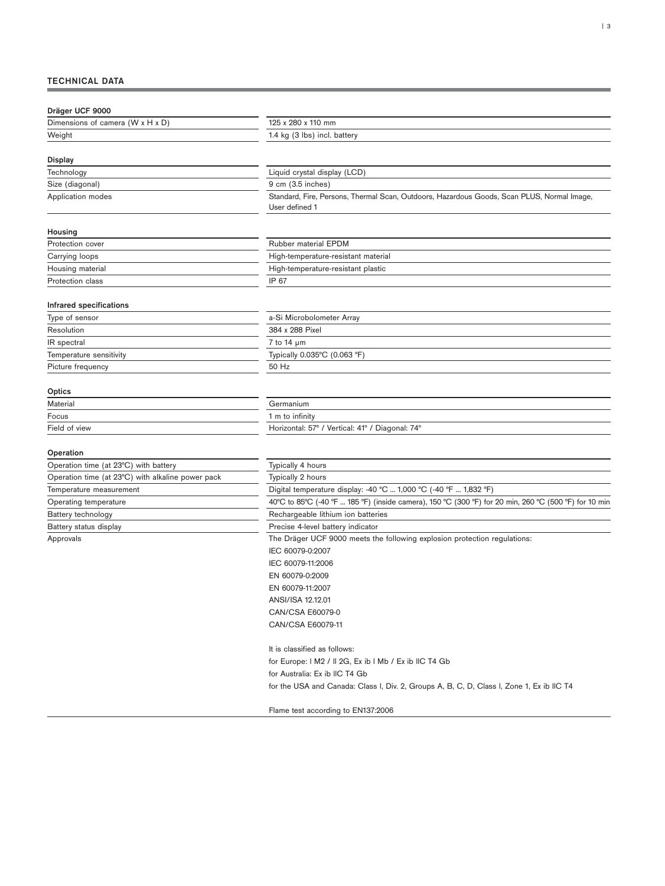## TECHNICAL DATA

### Dräger UCF 9000

| | |
|---|---|
| Dimensions of camera (W x H x D) | 125 x 280 x 110 mm |
| Weight | 1.4 kg (3 lbs) incl. battery |

### Display

| | |
|---|---|
| Technology | Liquid crystal display (LCD) |
| Size (diagonal) | 9 cm (3.5 inches) |
| Application modes | Standard, Fire, Persons, Thermal Scan, Outdoors, Hazardous Goods, Scan PLUS, Normal Image, User defined 1 |

### Housing

| | |
|---|---|
| Protection cover | Rubber material EPDM |
| Carrying loops | High-temperature-resistant material |
| Housing material | High-temperature-resistant plastic |
| Protection class | IP 67 |

### Infrared specifications

| | |
|---|---|
| Type of sensor | a-Si Microbolometer Array |
| Resolution | 384 x 288 Pixel |
| IR spectral | 7 to 14 µm |
| Temperature sensitivity | Typically 0.035°C (0.063 °F) |
| Picture frequency | 50 Hz |

### Optics

| | |
|---|---|
| Material | Germanium |
| Focus | 1 m to infinity |
| Field of view | Horizontal: 57° / Vertical: 41° / Diagonal: 74° |

### Operation

| | |
|---|---|
| Operation time (at 23°C) with battery | Typically 4 hours |
| Operation time (at 23°C) with alkaline power pack | Typically 2 hours |
| Temperature measurement | Digital temperature display: -40 °C ... 1,000 °C (-40 °F ... 1,832 °F) |
| Operating temperature | 40°C to 85°C (-40 °F ... 185 °F) (inside camera), 150 °C (300 °F) for 20 min, 260 °C (500 °F) for 10 min |
| Battery technology | Rechargeable lithium ion batteries |
| Battery status display | Precise 4-level battery indicator |
| Approvals | The Dräger UCF 9000 meets the following explosion protection regulations:<br>IEC 60079-0:2007<br>IEC 60079-11:2006<br>EN 60079-0:2009<br>EN 60079-11:2007<br>ANSI/ISA 12.12.01<br>CAN/CSA E60079-0<br>CAN/CSA E60079-11<br><br>It is classified as follows:<br>for Europe: I M2 / II 2G, Ex ib I Mb / Ex ib IIC T4 Gb<br>for Australia: Ex ib IIC T4 Gb<br>for the USA and Canada: Class I, Div. 2, Groups A, B, C, D, Class I, Zone 1, Ex ib IIC T4<br><br>Flame test according to EN137:2006 |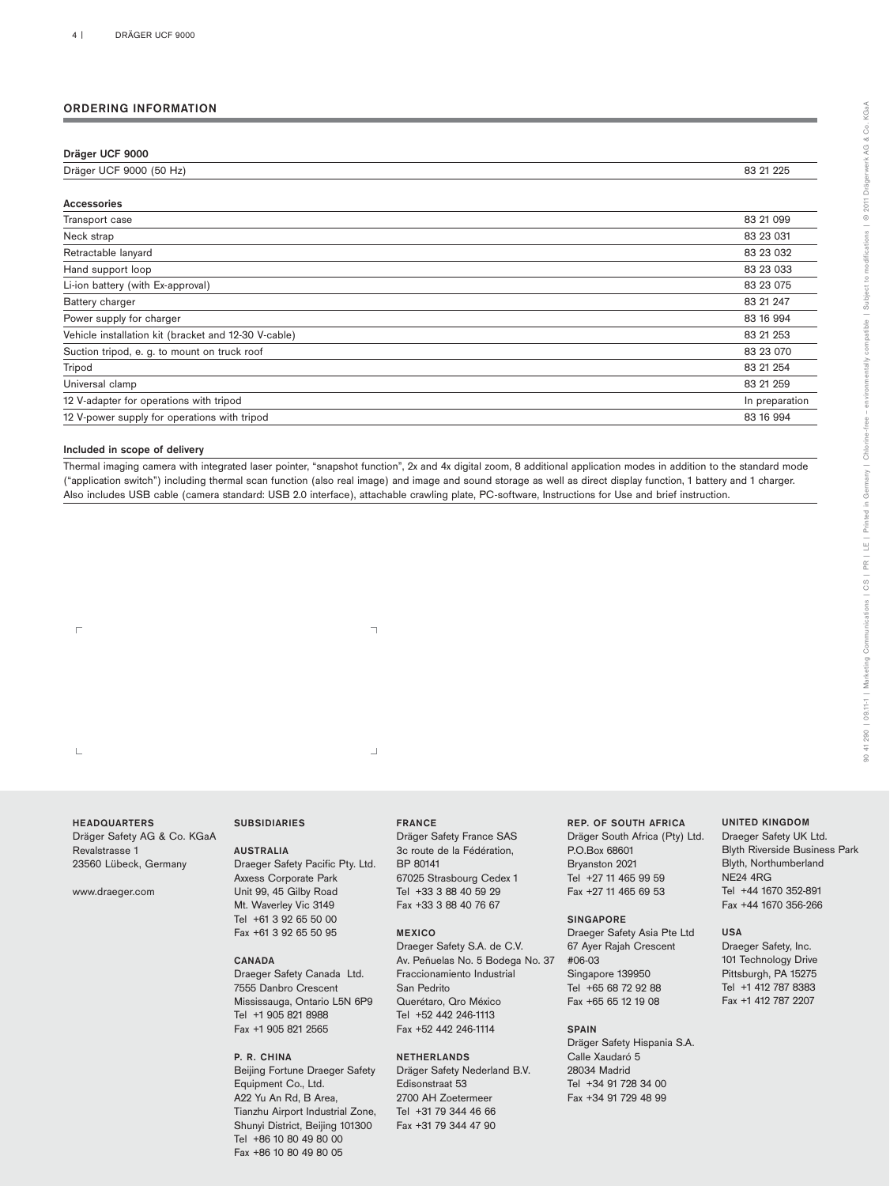## ORDERING INFORMATION

| | |
|---|---|
| **Dräger UCF 9000** | |
| Dräger UCF 9000 (50 Hz) | 83 21 225 |
| **Accessories** | |
| Transport case | 83 21 099 |
| Neck strap | 83 23 031 |
| Retractable lanyard | 83 23 032 |
| Hand support loop | 83 23 033 |
| Li-ion battery (with Ex-approval) | 83 23 075 |
| Battery charger | 83 21 247 |
| Power supply for charger | 83 16 994 |
| Vehicle installation kit (bracket and 12-30 V-cable) | 83 21 253 |
| Suction tripod, e. g. to mount on truck roof | 83 23 070 |
| Tripod | 83 21 254 |
| Universal clamp | 83 21 259 |
| 12 V-adapter for operations with tripod | In preparation |
| 12 V-power supply for operations with tripod | 83 16 994 |

**Included in scope of delivery**

Thermal imaging camera with integrated laser pointer, "snapshot function", 2x and 4x digital zoom, 8 additional application modes in addition to the standard mode ("application switch") including thermal scan function (also real image) and image and sound storage as well as direct display function, 1 battery and 1 charger. Also includes USB cable (camera standard: USB 2.0 interface), attachable crawling plate, PC-software, Instructions for Use and brief instruction.

**HEADQUARTERS**
Dräger Safety AG & Co. KGaA
Revalstrasse 1
23560 Lübeck, Germany

www.draeger.com

**SUBSIDIARIES**

**AUSTRALIA**
Draeger Safety Pacific Pty. Ltd.
Axxess Corporate Park
Unit 99, 45 Gilby Road
Mt. Waverley Vic 3149
Tel +61 3 92 65 50 00
Fax +61 3 92 65 50 95

**CANADA**
Draeger Safety Canada Ltd.
7555 Danbro Crescent
Mississauga, Ontario L5N 6P9
Tel +1 905 821 8988
Fax +1 905 821 2565

**P. R. CHINA**
Beijing Fortune Draeger Safety Equipment Co., Ltd.
A22 Yu An Rd, B Area,
Tianzhu Airport Industrial Zone,
Shunyi District, Beijing 101300
Tel +86 10 80 49 80 00
Fax +86 10 80 49 80 05

**FRANCE**
Dräger Safety France SAS
3c route de la Fédération,
BP 80141
67025 Strasbourg Cedex 1
Tel +33 3 88 40 59 29
Fax +33 3 88 40 76 67

**MEXICO**
Draeger Safety S.A. de C.V.
Av. Peñuelas No. 5 Bodega No. 37
Fraccionamiento Industrial
San Pedrito
Querétaro, Qro México
Tel +52 442 246-1113
Fax +52 442 246-1114

**NETHERLANDS**
Dräger Safety Nederland B.V.
Edisonstraat 53
2700 AH Zoetermeer
Tel +31 79 344 46 66
Fax +31 79 344 47 90

**REP. OF SOUTH AFRICA**
Dräger South Africa (Pty) Ltd.
P.O.Box 68601
Bryanston 2021
Tel +27 11 465 99 59
Fax +27 11 465 69 53

**SINGAPORE**
Draeger Safety Asia Pte Ltd
67 Ayer Rajah Crescent
#06-03
Singapore 139950
Tel +65 68 72 92 88
Fax +65 65 12 19 08

**SPAIN**
Dräger Safety Hispania S.A.
Calle Xaudaró 5
28034 Madrid
Tel +34 91 728 34 00
Fax +34 91 729 48 99

**UNITED KINGDOM**
Draeger Safety UK Ltd.
Blyth Riverside Business Park
Blyth, Northumberland
NE24 4RG
Tel +44 1670 352-891
Fax +44 1670 356-266

**USA**
Draeger Safety, Inc.
101 Technology Drive
Pittsburgh, PA 15275
Tel +1 412 787 8383
Fax +1 412 787 2207

90 41 290 | 09.11-1 | Marketing Communications | CS | PR | LE | Printed in Germany | Chlorine-free – environmentally compatible | Subject to modifications | © 2011 Drägerwerk AG & Co. KGaA